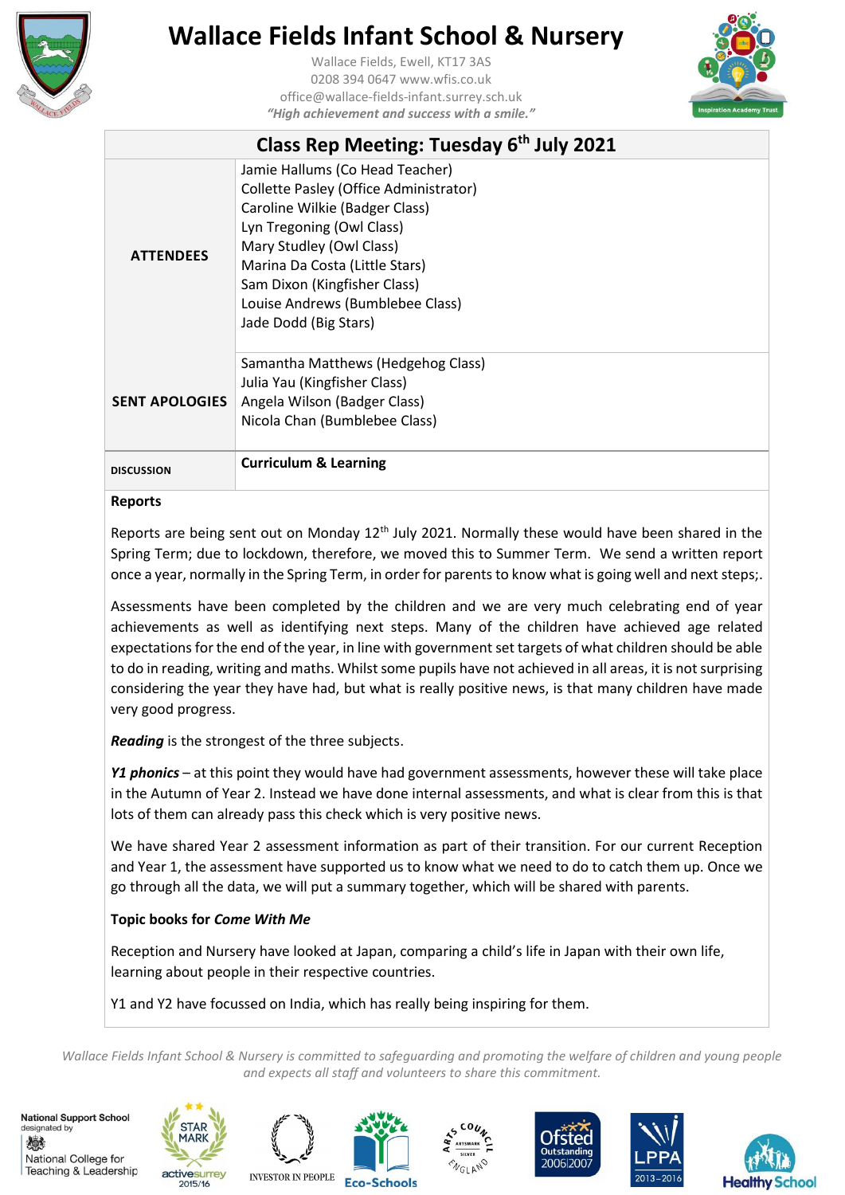# Wallace Fields Infant School & Nursery

Wallace Fields, Ewell, KT17 3AS
0208 394 0647 www.wfis.co.uk
office@wallace-fields-infant.surrey.sch.uk
*"High achievement and success with a smile."*

## Class Rep Meeting: Tuesday 6th July 2021

| | |
|---|---|
| **ATTENDEES** | Jamie Hallums (Co Head Teacher)<br>Collette Pasley (Office Administrator)<br>Caroline Wilkie (Badger Class)<br>Lyn Tregoning (Owl Class)<br>Mary Studley (Owl Class)<br>Marina Da Costa (Little Stars)<br>Sam Dixon (Kingfisher Class)<br>Louise Andrews (Bumblebee Class)<br>Jade Dodd (Big Stars) |
| **SENT APOLOGIES** | Samantha Matthews (Hedgehog Class)<br>Julia Yau (Kingfisher Class)<br>Angela Wilson (Badger Class)<br>Nicola Chan (Bumblebee Class) |
| **DISCUSSION** | **Curriculum & Learning** |

**Reports**

Reports are being sent out on Monday 12th July 2021. Normally these would have been shared in the Spring Term; due to lockdown, therefore, we moved this to Summer Term. We send a written report once a year, normally in the Spring Term, in order for parents to know what is going well and next steps;.

Assessments have been completed by the children and we are very much celebrating end of year achievements as well as identifying next steps. Many of the children have achieved age related expectations for the end of the year, in line with government set targets of what children should be able to do in reading, writing and maths. Whilst some pupils have not achieved in all areas, it is not surprising considering the year they have had, but what is really positive news, is that many children have made very good progress.

***Reading*** is the strongest of the three subjects.

***Y1 phonics*** – at this point they would have had government assessments, however these will take place in the Autumn of Year 2. Instead we have done internal assessments, and what is clear from this is that lots of them can already pass this check which is very positive news.

We have shared Year 2 assessment information as part of their transition. For our current Reception and Year 1, the assessment have supported us to know what we need to do to catch them up. Once we go through all the data, we will put a summary together, which will be shared with parents.

**Topic books for *Come With Me***

Reception and Nursery have looked at Japan, comparing a child's life in Japan with their own life, learning about people in their respective countries.

Y1 and Y2 have focussed on India, which has really being inspiring for them.

*Wallace Fields Infant School & Nursery is committed to safeguarding and promoting the welfare of children and young people and expects all staff and volunteers to share this commitment.*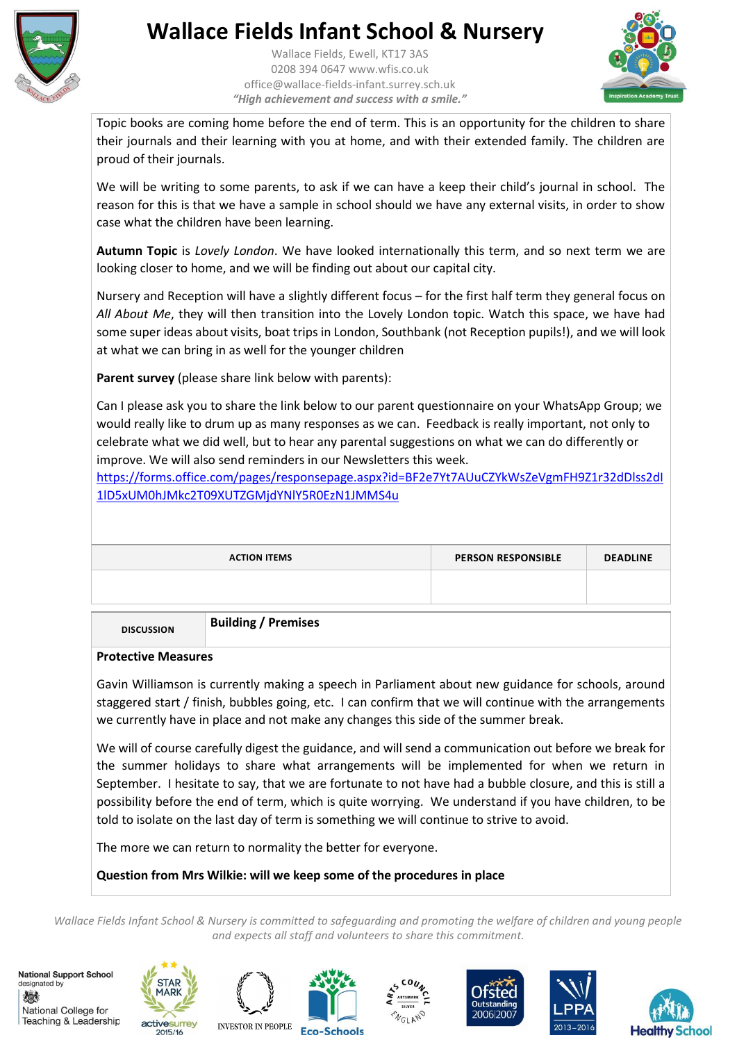Topic books are coming home before the end of term. This is an opportunity for the children to share their journals and their learning with you at home, and with their extended family. The children are proud of their journals.

We will be writing to some parents, to ask if we can have a keep their child's journal in school. The reason for this is that we have a sample in school should we have any external visits, in order to show case what the children have been learning.

**Autumn Topic** is *Lovely London*. We have looked internationally this term, and so next term we are looking closer to home, and we will be finding out about our capital city.

Nursery and Reception will have a slightly different focus – for the first half term they general focus on *All About Me*, they will then transition into the Lovely London topic. Watch this space, we have had some super ideas about visits, boat trips in London, Southbank (not Reception pupils!), and we will look at what we can bring in as well for the younger children

**Parent survey** (please share link below with parents):

Can I please ask you to share the link below to our parent questionnaire on your WhatsApp Group; we would really like to drum up as many responses as we can. Feedback is really important, not only to celebrate what we did well, but to hear any parental suggestions on what we can do differently or improve. We will also send reminders in our Newsletters this week.
https://forms.office.com/pages/responsepage.aspx?id=BF2e7Yt7AUuCZYkWsZeVgmFH9Z1r32dDlss2dl1lD5xUM0hJMkc2T09XUTZGMjdYNlY5R0EzN1JMMS4u

| ACTION ITEMS | PERSON RESPONSIBLE | DEADLINE |
|---|---|---|
| | | |

| DISCUSSION | **Building / Premises** |
|---|---|

**Protective Measures**

Gavin Williamson is currently making a speech in Parliament about new guidance for schools, around staggered start / finish, bubbles going, etc. I can confirm that we will continue with the arrangements we currently have in place and not make any changes this side of the summer break.

We will of course carefully digest the guidance, and will send a communication out before we break for the summer holidays to share what arrangements will be implemented for when we return in September. I hesitate to say, that we are fortunate to not have had a bubble closure, and this is still a possibility before the end of term, which is quite worrying. We understand if you have children, to be told to isolate on the last day of term is something we will continue to strive to avoid.

The more we can return to normality the better for everyone.

**Question from Mrs Wilkie: will we keep some of the procedures in place**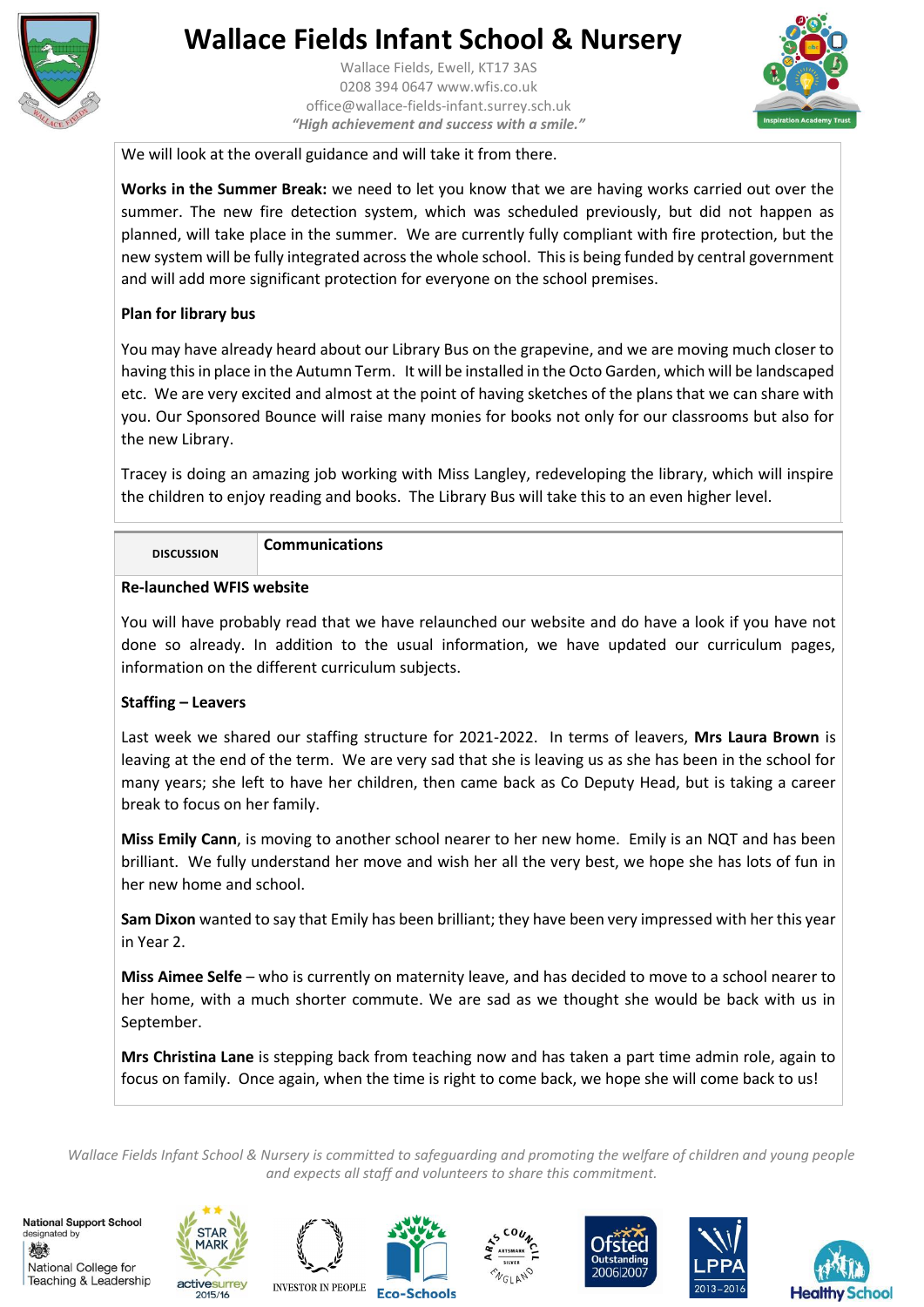We will look at the overall guidance and will take it from there.

**Works in the Summer Break:** we need to let you know that we are having works carried out over the summer. The new fire detection system, which was scheduled previously, but did not happen as planned, will take place in the summer. We are currently fully compliant with fire protection, but the new system will be fully integrated across the whole school. This is being funded by central government and will add more significant protection for everyone on the school premises.

**Plan for library bus**

You may have already heard about our Library Bus on the grapevine, and we are moving much closer to having this in place in the Autumn Term. It will be installed in the Octo Garden, which will be landscaped etc. We are very excited and almost at the point of having sketches of the plans that we can share with you. Our Sponsored Bounce will raise many monies for books not only for our classrooms but also for the new Library.

Tracey is doing an amazing job working with Miss Langley, redeveloping the library, which will inspire the children to enjoy reading and books. The Library Bus will take this to an even higher level.

| DISCUSSION | Communications |
|---|---|

**Re-launched WFIS website**

You will have probably read that we have relaunched our website and do have a look if you have not done so already. In addition to the usual information, we have updated our curriculum pages, information on the different curriculum subjects.

**Staffing – Leavers**

Last week we shared our staffing structure for 2021-2022. In terms of leavers, **Mrs Laura Brown** is leaving at the end of the term. We are very sad that she is leaving us as she has been in the school for many years; she left to have her children, then came back as Co Deputy Head, but is taking a career break to focus on her family.

**Miss Emily Cann**, is moving to another school nearer to her new home. Emily is an NQT and has been brilliant. We fully understand her move and wish her all the very best, we hope she has lots of fun in her new home and school.

**Sam Dixon** wanted to say that Emily has been brilliant; they have been very impressed with her this year in Year 2.

**Miss Aimee Selfe** – who is currently on maternity leave, and has decided to move to a school nearer to her home, with a much shorter commute. We are sad as we thought she would be back with us in September.

**Mrs Christina Lane** is stepping back from teaching now and has taken a part time admin role, again to focus on family. Once again, when the time is right to come back, we hope she will come back to us!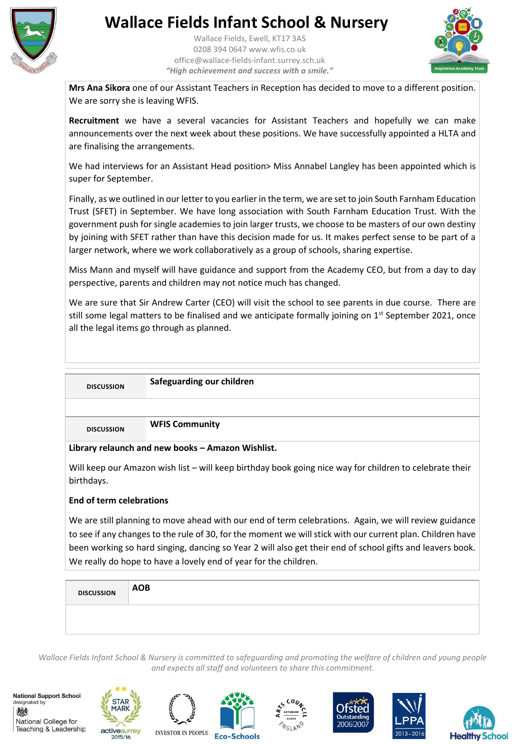# Wallace Fields Infant School & Nursery

Wallace Fields, Ewell, KT17 3AS
0208 394 0647 www.wfis.co.uk
office@wallace-fields-infant.surrey.sch.uk
*"High achievement and success with a smile."*

**Mrs Ana Sikora** one of our Assistant Teachers in Reception has decided to move to a different position. We are sorry she is leaving WFIS.

**Recruitment** we have a several vacancies for Assistant Teachers and hopefully we can make announcements over the next week about these positions. We have successfully appointed a HLTA and are finalising the arrangements.

We had interviews for an Assistant Head position> Miss Annabel Langley has been appointed which is super for September.

Finally, as we outlined in our letter to you earlier in the term, we are set to join South Farnham Education Trust (SFET) in September. We have long association with South Farnham Education Trust. With the government push for single academies to join larger trusts, we choose to be masters of our own destiny by joining with SFET rather than have this decision made for us. It makes perfect sense to be part of a larger network, where we work collaboratively as a group of schools, sharing expertise.

Miss Mann and myself will have guidance and support from the Academy CEO, but from a day to day perspective, parents and children may not notice much has changed.

We are sure that Sir Andrew Carter (CEO) will visit the school to see parents in due course. There are still some legal matters to be finalised and we anticipate formally joining on 1st September 2021, once all the legal items go through as planned.

| DISCUSSION | Safeguarding our children |
|---|---|

| DISCUSSION | WFIS Community |
|---|---|

**Library relaunch and new books – Amazon Wishlist.**

Will keep our Amazon wish list – will keep birthday book going nice way for children to celebrate their birthdays.

**End of term celebrations**

We are still planning to move ahead with our end of term celebrations. Again, we will review guidance to see if any changes to the rule of 30, for the moment we will stick with our current plan. Children have been working so hard singing, dancing so Year 2 will also get their end of school gifts and leavers book. We really do hope to have a lovely end of year for the children.

| DISCUSSION | AOB |
|---|---|

*Wallace Fields Infant School & Nursery is committed to safeguarding and promoting the welfare of children and young people and expects all staff and volunteers to share this commitment.*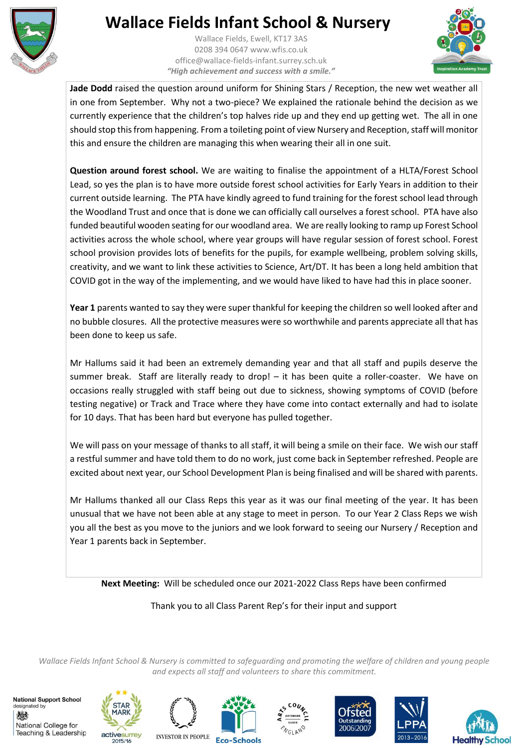**Jade Dodd** raised the question around uniform for Shining Stars / Reception, the new wet weather all in one from September. Why not a two-piece? We explained the rationale behind the decision as we currently experience that the children's top halves ride up and they end up getting wet. The all in one should stop this from happening. From a toileting point of view Nursery and Reception, staff will monitor this and ensure the children are managing this when wearing their all in one suit.

**Question around forest school.** We are waiting to finalise the appointment of a HLTA/Forest School Lead, so yes the plan is to have more outside forest school activities for Early Years in addition to their current outside learning. The PTA have kindly agreed to fund training for the forest school lead through the Woodland Trust and once that is done we can officially call ourselves a forest school. PTA have also funded beautiful wooden seating for our woodland area. We are really looking to ramp up Forest School activities across the whole school, where year groups will have regular session of forest school. Forest school provision provides lots of benefits for the pupils, for example wellbeing, problem solving skills, creativity, and we want to link these activities to Science, Art/DT. It has been a long held ambition that COVID got in the way of the implementing, and we would have liked to have had this in place sooner.

**Year 1** parents wanted to say they were super thankful for keeping the children so well looked after and no bubble closures. All the protective measures were so worthwhile and parents appreciate all that has been done to keep us safe.

Mr Hallums said it had been an extremely demanding year and that all staff and pupils deserve the summer break. Staff are literally ready to drop! – it has been quite a roller-coaster. We have on occasions really struggled with staff being out due to sickness, showing symptoms of COVID (before testing negative) or Track and Trace where they have come into contact externally and had to isolate for 10 days. That has been hard but everyone has pulled together.

We will pass on your message of thanks to all staff, it will being a smile on their face. We wish our staff a restful summer and have told them to do no work, just come back in September refreshed. People are excited about next year, our School Development Plan is being finalised and will be shared with parents.

Mr Hallums thanked all our Class Reps this year as it was our final meeting of the year. It has been unusual that we have not been able at any stage to meet in person. To our Year 2 Class Reps we wish you all the best as you move to the juniors and we look forward to seeing our Nursery / Reception and Year 1 parents back in September.

**Next Meeting:** Will be scheduled once our 2021-2022 Class Reps have been confirmed

Thank you to all Class Parent Rep's for their input and support

*Wallace Fields Infant School & Nursery is committed to safeguarding and promoting the welfare of children and young people and expects all staff and volunteers to share this commitment.*